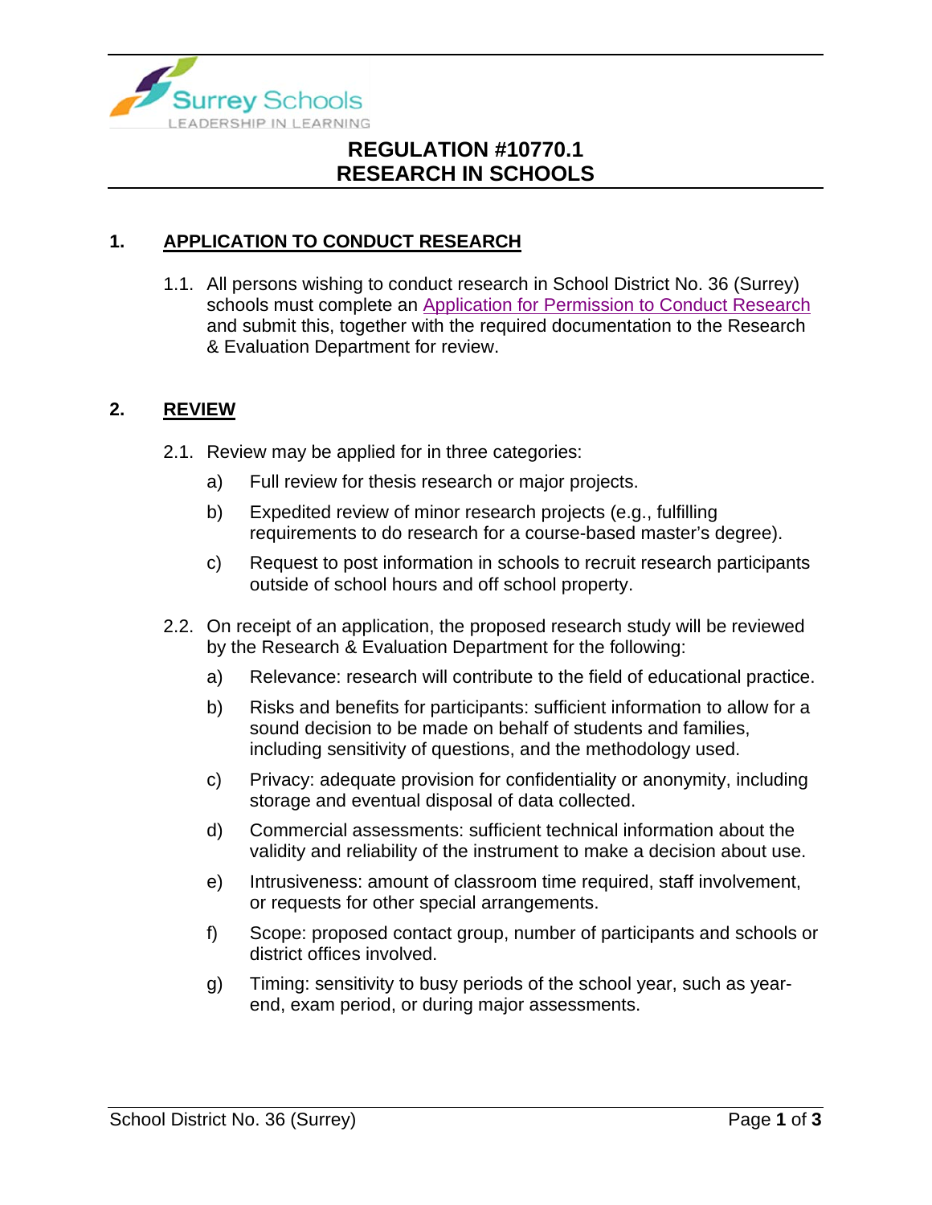Surrey Schools
LEADERSHIP IN LEARNING

# REGULATION #10770.1
# RESEARCH IN SCHOOLS

## 1. APPLICATION TO CONDUCT RESEARCH

1.1. All persons wishing to conduct research in School District No. 36 (Surrey) schools must complete an Application for Permission to Conduct Research and submit this, together with the required documentation to the Research & Evaluation Department for review.

## 2. REVIEW

2.1. Review may be applied for in three categories:

a) Full review for thesis research or major projects.

b) Expedited review of minor research projects (e.g., fulfilling requirements to do research for a course-based master's degree).

c) Request to post information in schools to recruit research participants outside of school hours and off school property.

2.2. On receipt of an application, the proposed research study will be reviewed by the Research & Evaluation Department for the following:

a) Relevance: research will contribute to the field of educational practice.

b) Risks and benefits for participants: sufficient information to allow for a sound decision to be made on behalf of students and families, including sensitivity of questions, and the methodology used.

c) Privacy: adequate provision for confidentiality or anonymity, including storage and eventual disposal of data collected.

d) Commercial assessments: sufficient technical information about the validity and reliability of the instrument to make a decision about use.

e) Intrusiveness: amount of classroom time required, staff involvement, or requests for other special arrangements.

f) Scope: proposed contact group, number of participants and schools or district offices involved.

g) Timing: sensitivity to busy periods of the school year, such as year-end, exam period, or during major assessments.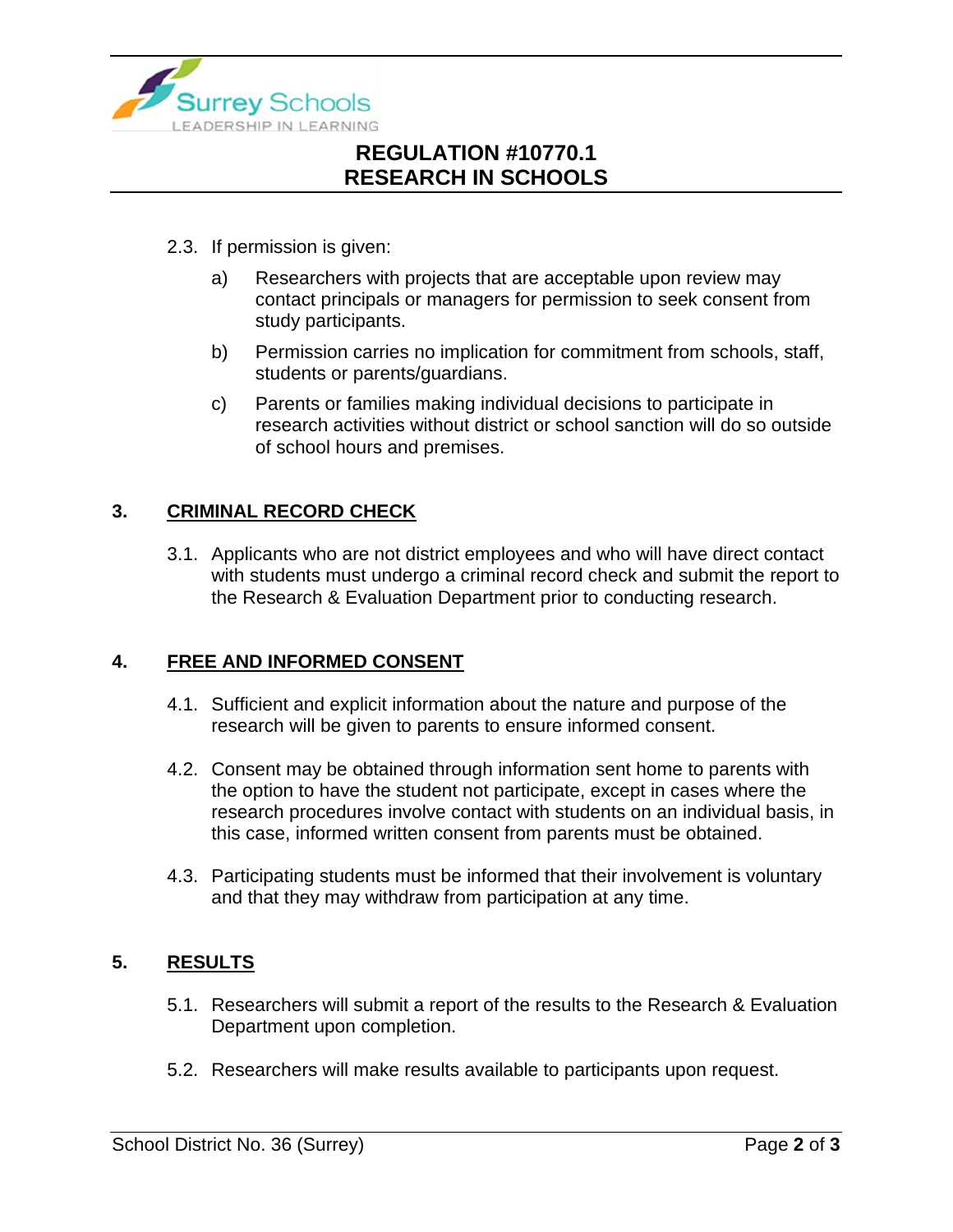2.3. If permission is given:

a) Researchers with projects that are acceptable upon review may contact principals or managers for permission to seek consent from study participants.

b) Permission carries no implication for commitment from schools, staff, students or parents/guardians.

c) Parents or families making individual decisions to participate in research activities without district or school sanction will do so outside of school hours and premises.

## 3. CRIMINAL RECORD CHECK

3.1. Applicants who are not district employees and who will have direct contact with students must undergo a criminal record check and submit the report to the Research & Evaluation Department prior to conducting research.

## 4. FREE AND INFORMED CONSENT

4.1. Sufficient and explicit information about the nature and purpose of the research will be given to parents to ensure informed consent.

4.2. Consent may be obtained through information sent home to parents with the option to have the student not participate, except in cases where the research procedures involve contact with students on an individual basis, in this case, informed written consent from parents must be obtained.

4.3. Participating students must be informed that their involvement is voluntary and that they may withdraw from participation at any time.

## 5. RESULTS

5.1. Researchers will submit a report of the results to the Research & Evaluation Department upon completion.

5.2. Researchers will make results available to participants upon request.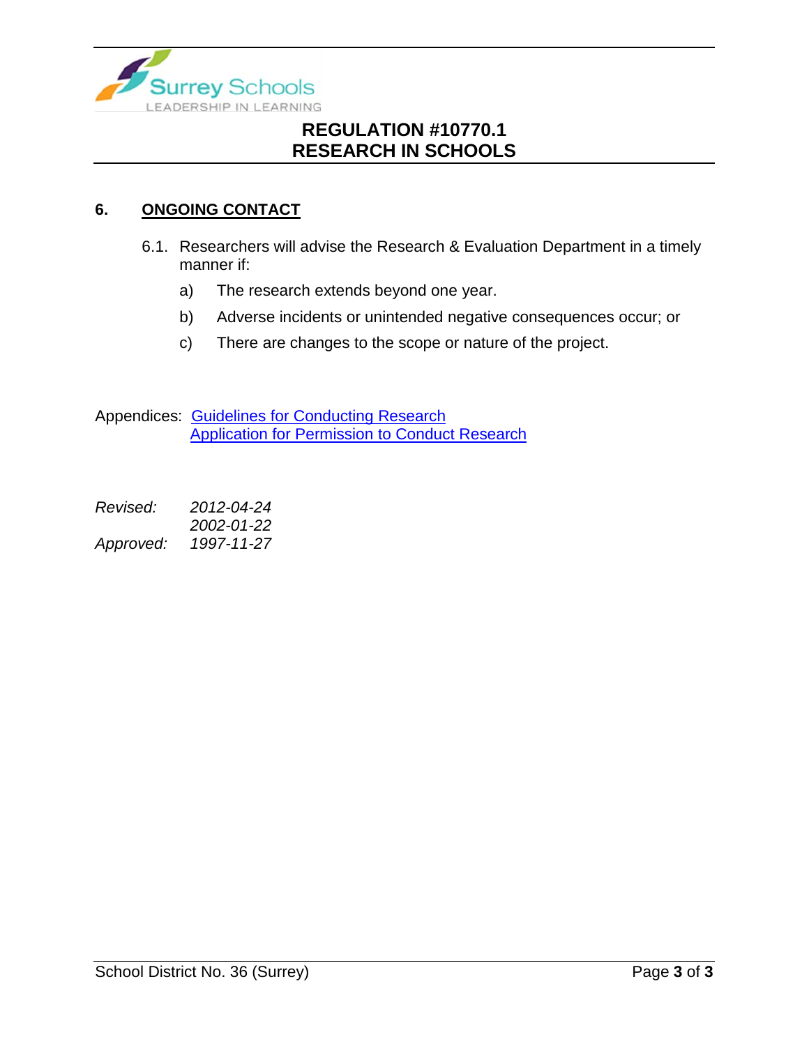## 6. ONGOING CONTACT

6.1. Researchers will advise the Research & Evaluation Department in a timely manner if:

a) The research extends beyond one year.

b) Adverse incidents or unintended negative consequences occur; or

c) There are changes to the scope or nature of the project.

Appendices: Guidelines for Conducting Research
Application for Permission to Conduct Research

*Revised:* *2012-04-24*
*2002-01-22*
*Approved:* *1997-11-27*